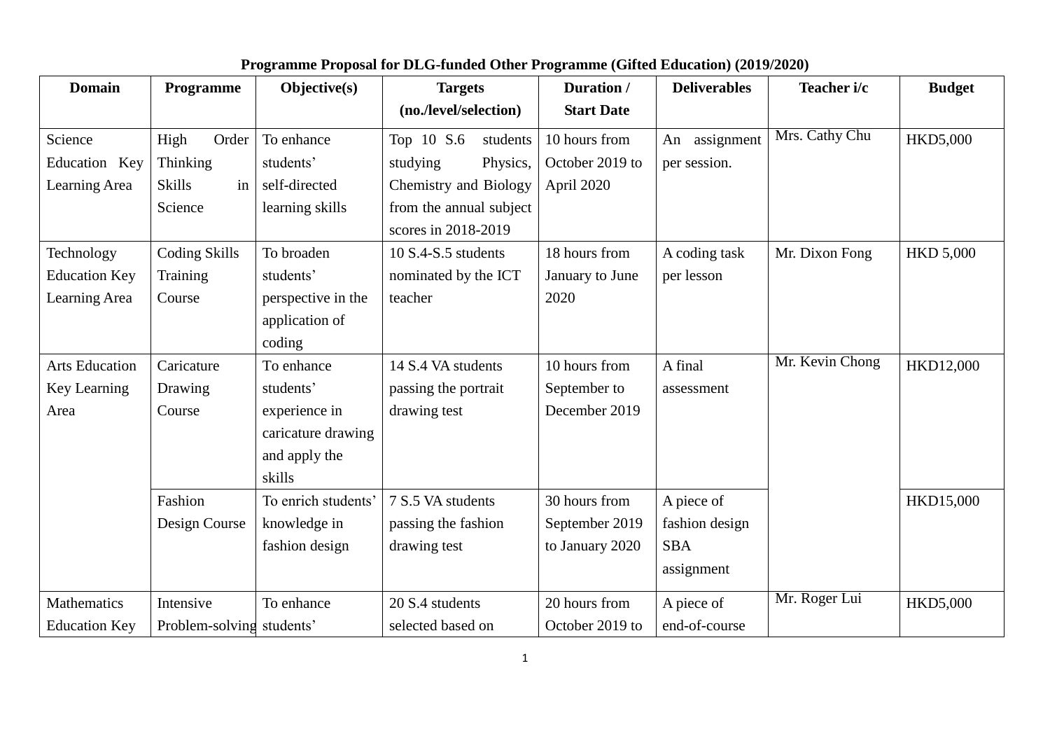**Programme Proposal for DLG-funded Other Programme (Gifted Education) (2019/2020)**

| Domain | Programme | Objective(s) | Targets (no./level/selection) | Duration / Start Date | Deliverables | Teacher i/c | Budget |
|---|---|---|---|---|---|---|---|
| Science Education Key Learning Area | High Order Thinking Skills in Science | To enhance students' self-directed learning skills | Top 10 S.6 students studying Physics, Chemistry and Biology from the annual subject scores in 2018-2019 | 10 hours from October 2019 to April 2020 | An assignment per session. | Mrs. Cathy Chu | HKD5,000 |
| Technology Education Key Learning Area | Coding Skills Training Course | To broaden students' perspective in the application of coding | 10 S.4-S.5 students nominated by the ICT teacher | 18 hours from January to June 2020 | A coding task per lesson | Mr. Dixon Fong | HKD 5,000 |
| Arts Education Key Learning Area | Caricature Drawing Course | To enhance students' experience in caricature drawing and apply the skills | 14 S.4 VA students passing the portrait drawing test | 10 hours from September to December 2019 | A final assessment | Mr. Kevin Chong | HKD12,000 |
| | Fashion Design Course | To enrich students' knowledge in fashion design | 7 S.5 VA students passing the fashion drawing test | 30 hours from September 2019 to January 2020 | A piece of fashion design SBA assignment | | HKD15,000 |
| Mathematics Education Key | Intensive Problem-solving | To enhance students' | 20 S.4 students selected based on | 20 hours from October 2019 to | A piece of end-of-course | Mr. Roger Lui | HKD5,000 |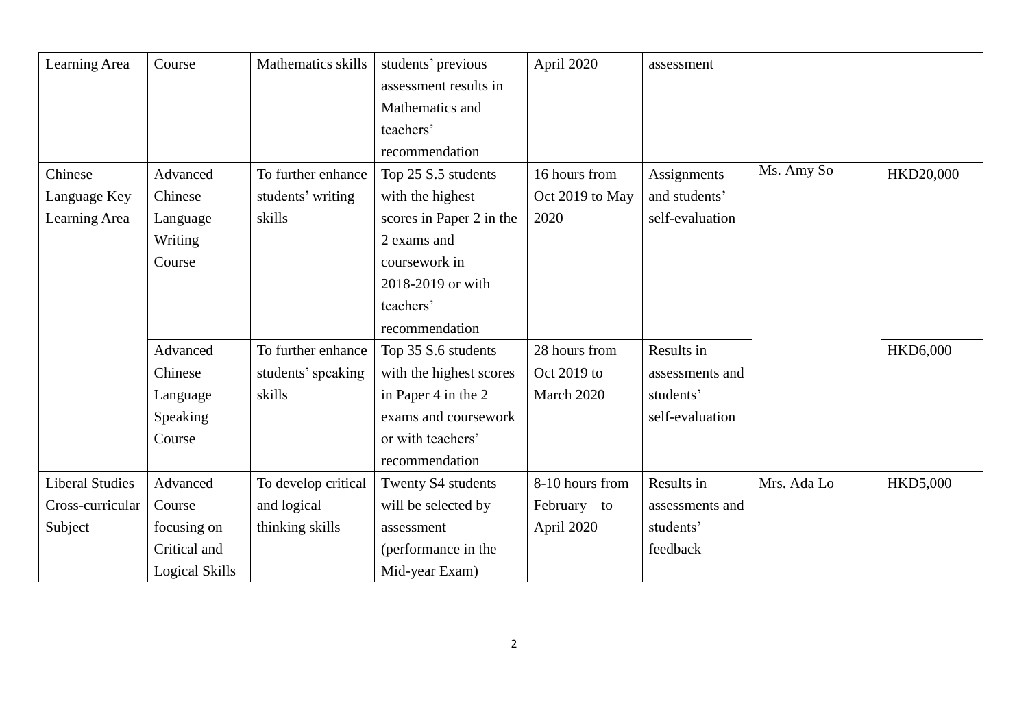| | | | | | | | |
|---|---|---|---|---|---|---|---|
| Learning Area | Course | Mathematics skills | students' previous assessment results in Mathematics and teachers' recommendation | April 2020 | assessment | | |
| Chinese Language Key Learning Area | Advanced Chinese Language Writing Course | To further enhance students' writing skills | Top 25 S.5 students with the highest scores in Paper 2 in the 2 exams and coursework in 2018-2019 or with teachers' recommendation | 16 hours from Oct 2019 to May 2020 | Assignments and students' self-evaluation | Ms. Amy So | HKD20,000 |
| | Advanced Chinese Language Speaking Course | To further enhance students' speaking skills | Top 35 S.6 students with the highest scores in Paper 4 in the 2 exams and coursework or with teachers' recommendation | 28 hours from Oct 2019 to March 2020 | Results in assessments and students' self-evaluation | | HKD6,000 |
| Liberal Studies Cross-curricular Subject | Advanced Course focusing on Critical and Logical Skills | To develop critical and logical thinking skills | Twenty S4 students will be selected by assessment (performance in the Mid-year Exam) | 8-10 hours from February to April 2020 | Results in assessments and students' feedback | Mrs. Ada Lo | HKD5,000 |